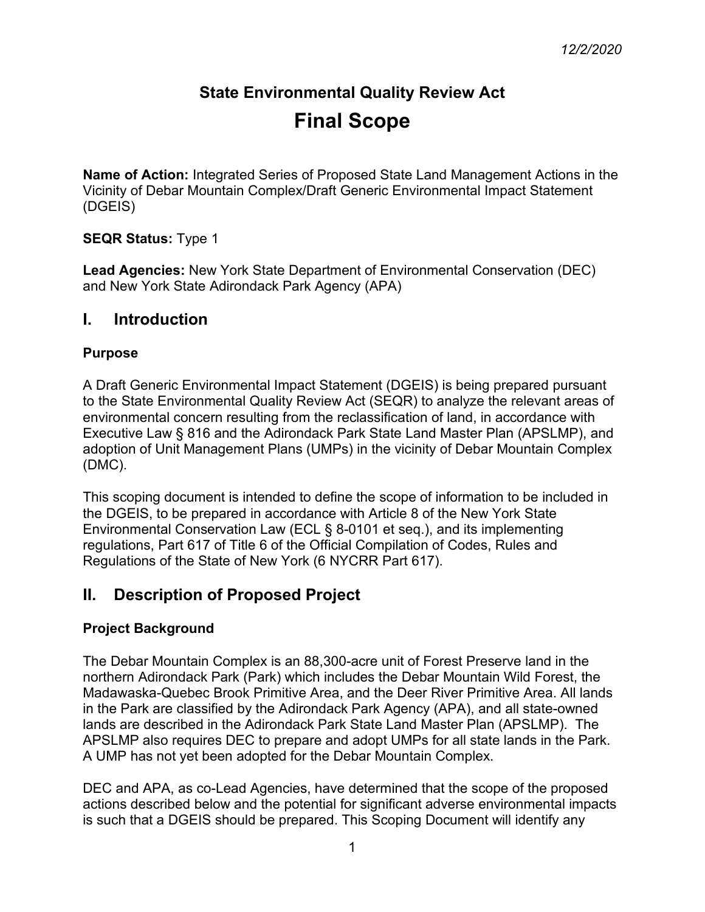*12/2/2020*

# State Environmental Quality Review Act

# Final Scope

**Name of Action:** Integrated Series of Proposed State Land Management Actions in the Vicinity of Debar Mountain Complex/Draft Generic Environmental Impact Statement (DGEIS)

**SEQR Status:** Type 1

**Lead Agencies:** New York State Department of Environmental Conservation (DEC) and New York State Adirondack Park Agency (APA)

## I. Introduction

### Purpose

A Draft Generic Environmental Impact Statement (DGEIS) is being prepared pursuant to the State Environmental Quality Review Act (SEQR) to analyze the relevant areas of environmental concern resulting from the reclassification of land, in accordance with Executive Law § 816 and the Adirondack Park State Land Master Plan (APSLMP), and adoption of Unit Management Plans (UMPs) in the vicinity of Debar Mountain Complex (DMC).

This scoping document is intended to define the scope of information to be included in the DGEIS, to be prepared in accordance with Article 8 of the New York State Environmental Conservation Law (ECL § 8-0101 et seq.), and its implementing regulations, Part 617 of Title 6 of the Official Compilation of Codes, Rules and Regulations of the State of New York (6 NYCRR Part 617).

## II. Description of Proposed Project

### Project Background

The Debar Mountain Complex is an 88,300-acre unit of Forest Preserve land in the northern Adirondack Park (Park) which includes the Debar Mountain Wild Forest, the Madawaska-Quebec Brook Primitive Area, and the Deer River Primitive Area. All lands in the Park are classified by the Adirondack Park Agency (APA), and all state-owned lands are described in the Adirondack Park State Land Master Plan (APSLMP). The APSLMP also requires DEC to prepare and adopt UMPs for all state lands in the Park. A UMP has not yet been adopted for the Debar Mountain Complex.

DEC and APA, as co-Lead Agencies, have determined that the scope of the proposed actions described below and the potential for significant adverse environmental impacts is such that a DGEIS should be prepared. This Scoping Document will identify any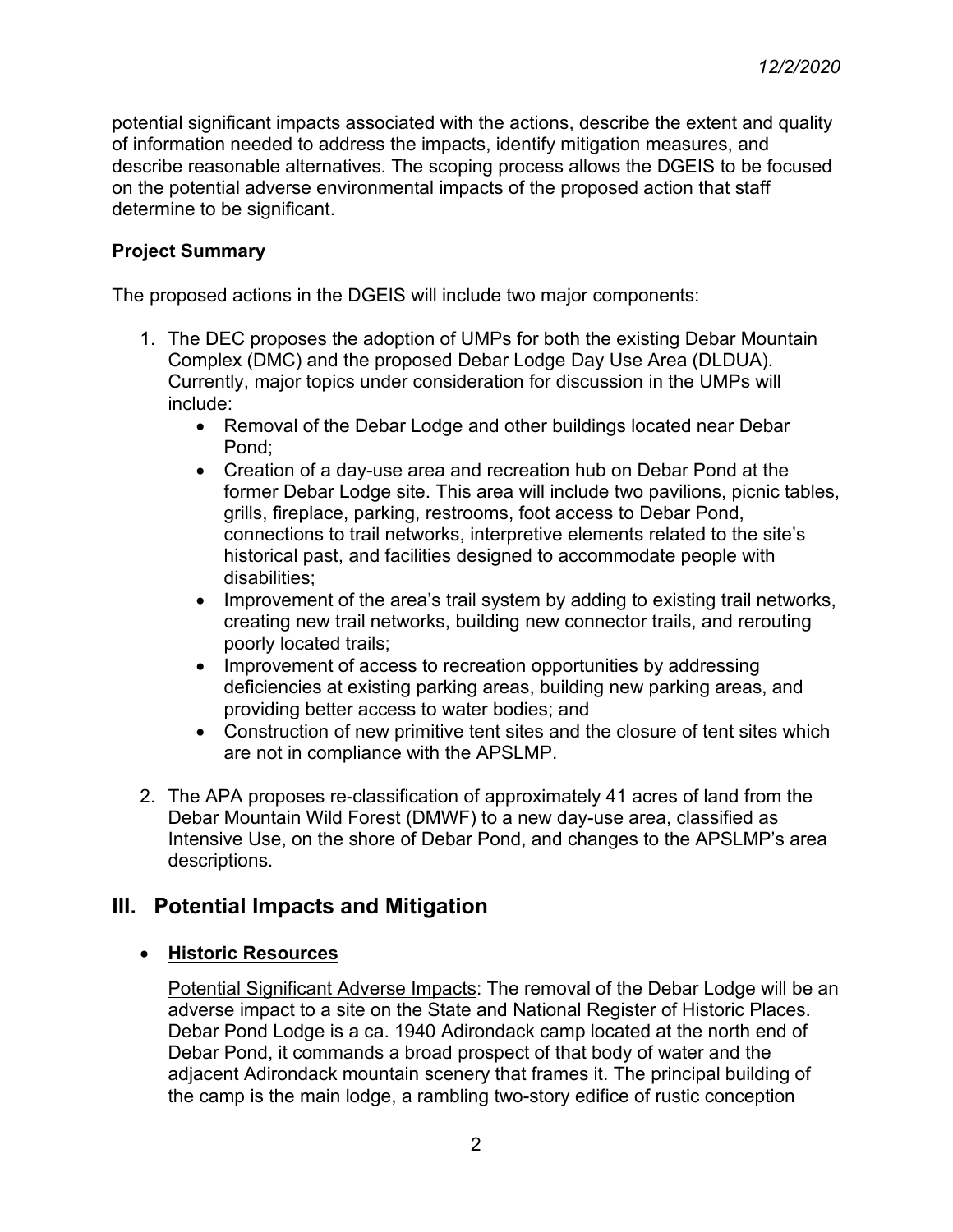potential significant impacts associated with the actions, describe the extent and quality of information needed to address the impacts, identify mitigation measures, and describe reasonable alternatives. The scoping process allows the DGEIS to be focused on the potential adverse environmental impacts of the proposed action that staff determine to be significant.

**Project Summary**

The proposed actions in the DGEIS will include two major components:

1. The DEC proposes the adoption of UMPs for both the existing Debar Mountain Complex (DMC) and the proposed Debar Lodge Day Use Area (DLDUA). Currently, major topics under consideration for discussion in the UMPs will include:
   - Removal of the Debar Lodge and other buildings located near Debar Pond;
   - Creation of a day-use area and recreation hub on Debar Pond at the former Debar Lodge site. This area will include two pavilions, picnic tables, grills, fireplace, parking, restrooms, foot access to Debar Pond, connections to trail networks, interpretive elements related to the site's historical past, and facilities designed to accommodate people with disabilities;
   - Improvement of the area's trail system by adding to existing trail networks, creating new trail networks, building new connector trails, and rerouting poorly located trails;
   - Improvement of access to recreation opportunities by addressing deficiencies at existing parking areas, building new parking areas, and providing better access to water bodies; and
   - Construction of new primitive tent sites and the closure of tent sites which are not in compliance with the APSLMP.

2. The APA proposes re-classification of approximately 41 acres of land from the Debar Mountain Wild Forest (DMWF) to a new day-use area, classified as Intensive Use, on the shore of Debar Pond, and changes to the APSLMP's area descriptions.

## III. Potential Impacts and Mitigation

- **<u>Historic Resources</u>**

  <u>Potential Significant Adverse Impacts</u>: The removal of the Debar Lodge will be an adverse impact to a site on the State and National Register of Historic Places. Debar Pond Lodge is a ca. 1940 Adirondack camp located at the north end of Debar Pond, it commands a broad prospect of that body of water and the adjacent Adirondack mountain scenery that frames it. The principal building of the camp is the main lodge, a rambling two-story edifice of rustic conception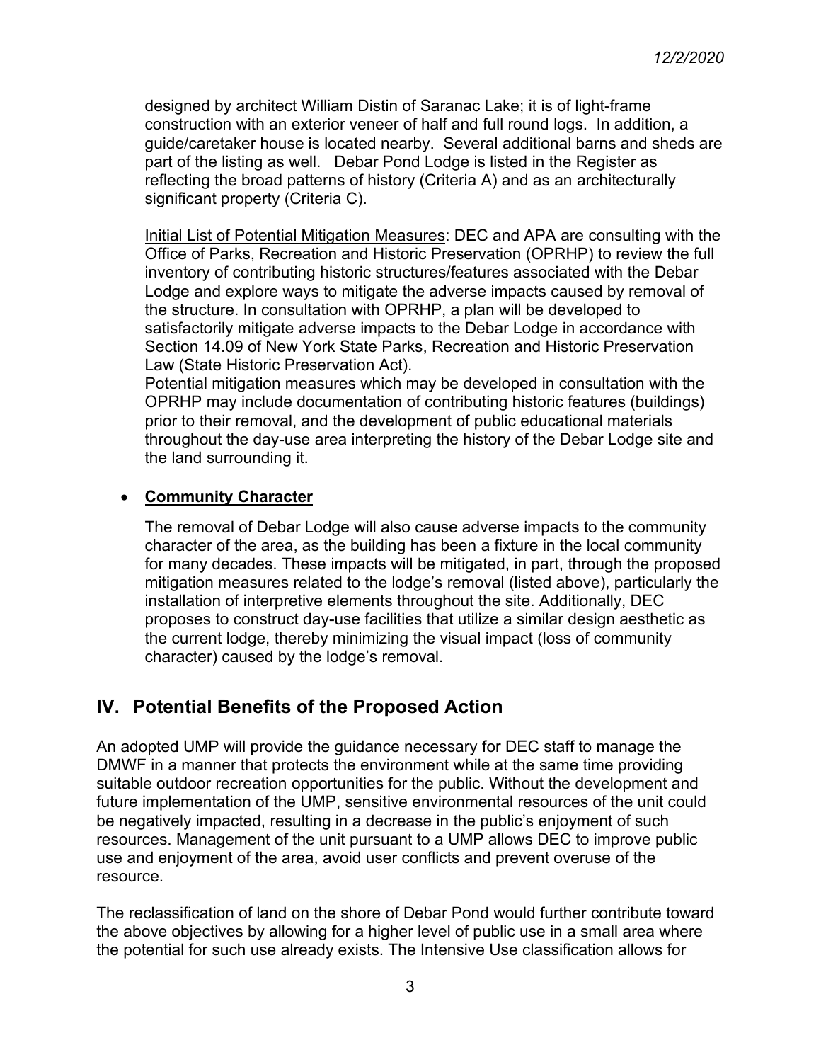designed by architect William Distin of Saranac Lake; it is of light-frame construction with an exterior veneer of half and full round logs. In addition, a guide/caretaker house is located nearby. Several additional barns and sheds are part of the listing as well. Debar Pond Lodge is listed in the Register as reflecting the broad patterns of history (Criteria A) and as an architecturally significant property (Criteria C).

Initial List of Potential Mitigation Measures: DEC and APA are consulting with the Office of Parks, Recreation and Historic Preservation (OPRHP) to review the full inventory of contributing historic structures/features associated with the Debar Lodge and explore ways to mitigate the adverse impacts caused by removal of the structure. In consultation with OPRHP, a plan will be developed to satisfactorily mitigate adverse impacts to the Debar Lodge in accordance with Section 14.09 of New York State Parks, Recreation and Historic Preservation Law (State Historic Preservation Act).
Potential mitigation measures which may be developed in consultation with the OPRHP may include documentation of contributing historic features (buildings) prior to their removal, and the development of public educational materials throughout the day-use area interpreting the history of the Debar Lodge site and the land surrounding it.

- **Community Character**

  The removal of Debar Lodge will also cause adverse impacts to the community character of the area, as the building has been a fixture in the local community for many decades. These impacts will be mitigated, in part, through the proposed mitigation measures related to the lodge's removal (listed above), particularly the installation of interpretive elements throughout the site. Additionally, DEC proposes to construct day-use facilities that utilize a similar design aesthetic as the current lodge, thereby minimizing the visual impact (loss of community character) caused by the lodge's removal.

## IV. Potential Benefits of the Proposed Action

An adopted UMP will provide the guidance necessary for DEC staff to manage the DMWF in a manner that protects the environment while at the same time providing suitable outdoor recreation opportunities for the public. Without the development and future implementation of the UMP, sensitive environmental resources of the unit could be negatively impacted, resulting in a decrease in the public's enjoyment of such resources. Management of the unit pursuant to a UMP allows DEC to improve public use and enjoyment of the area, avoid user conflicts and prevent overuse of the resource.

The reclassification of land on the shore of Debar Pond would further contribute toward the above objectives by allowing for a higher level of public use in a small area where the potential for such use already exists. The Intensive Use classification allows for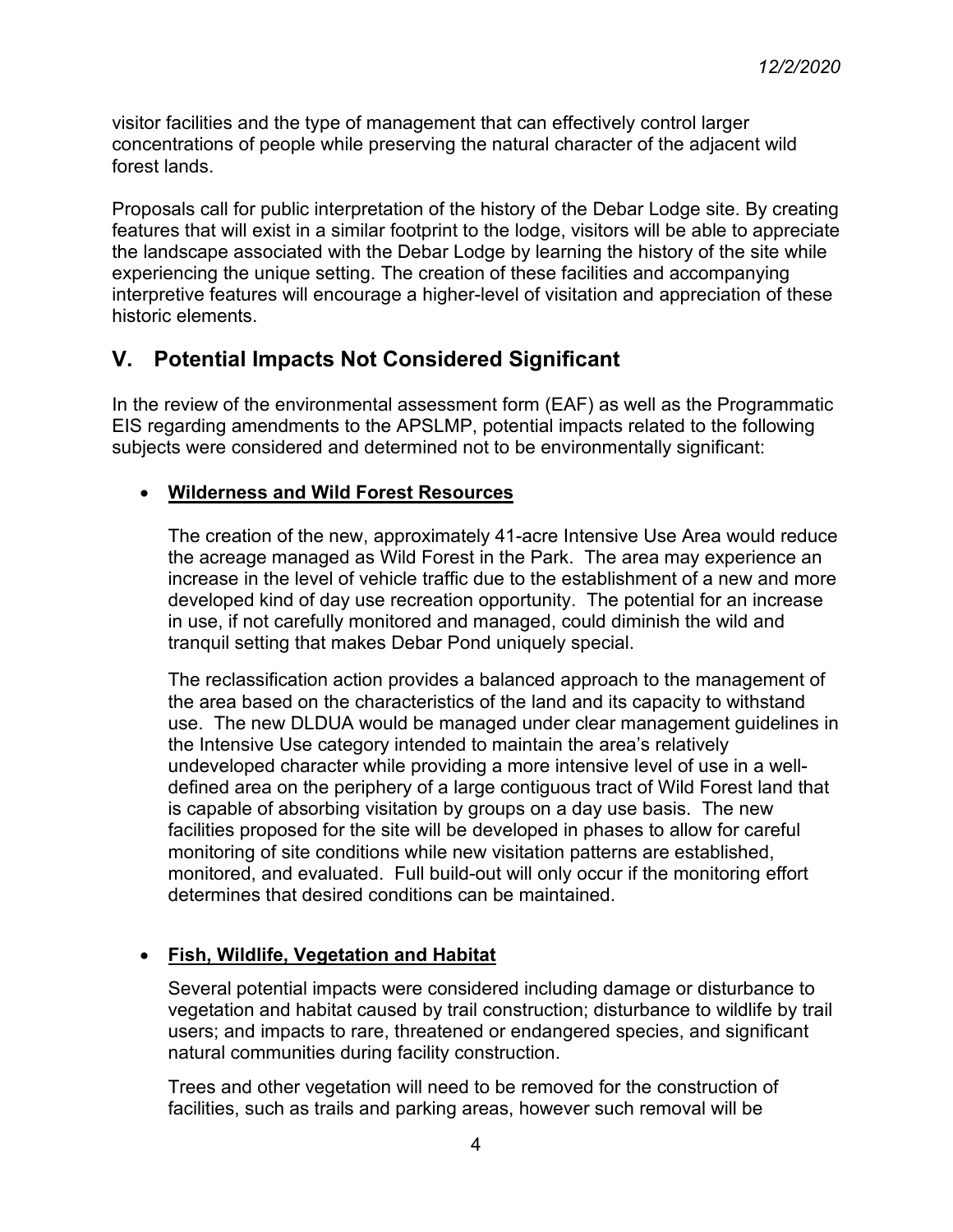visitor facilities and the type of management that can effectively control larger concentrations of people while preserving the natural character of the adjacent wild forest lands.

Proposals call for public interpretation of the history of the Debar Lodge site. By creating features that will exist in a similar footprint to the lodge, visitors will be able to appreciate the landscape associated with the Debar Lodge by learning the history of the site while experiencing the unique setting. The creation of these facilities and accompanying interpretive features will encourage a higher-level of visitation and appreciation of these historic elements.

## V. Potential Impacts Not Considered Significant

In the review of the environmental assessment form (EAF) as well as the Programmatic EIS regarding amendments to the APSLMP, potential impacts related to the following subjects were considered and determined not to be environmentally significant:

- **Wilderness and Wild Forest Resources**

  The creation of the new, approximately 41-acre Intensive Use Area would reduce the acreage managed as Wild Forest in the Park. The area may experience an increase in the level of vehicle traffic due to the establishment of a new and more developed kind of day use recreation opportunity. The potential for an increase in use, if not carefully monitored and managed, could diminish the wild and tranquil setting that makes Debar Pond uniquely special.

  The reclassification action provides a balanced approach to the management of the area based on the characteristics of the land and its capacity to withstand use. The new DLDUA would be managed under clear management guidelines in the Intensive Use category intended to maintain the area's relatively undeveloped character while providing a more intensive level of use in a well-defined area on the periphery of a large contiguous tract of Wild Forest land that is capable of absorbing visitation by groups on a day use basis. The new facilities proposed for the site will be developed in phases to allow for careful monitoring of site conditions while new visitation patterns are established, monitored, and evaluated. Full build-out will only occur if the monitoring effort determines that desired conditions can be maintained.

- **Fish, Wildlife, Vegetation and Habitat**

  Several potential impacts were considered including damage or disturbance to vegetation and habitat caused by trail construction; disturbance to wildlife by trail users; and impacts to rare, threatened or endangered species, and significant natural communities during facility construction.

  Trees and other vegetation will need to be removed for the construction of facilities, such as trails and parking areas, however such removal will be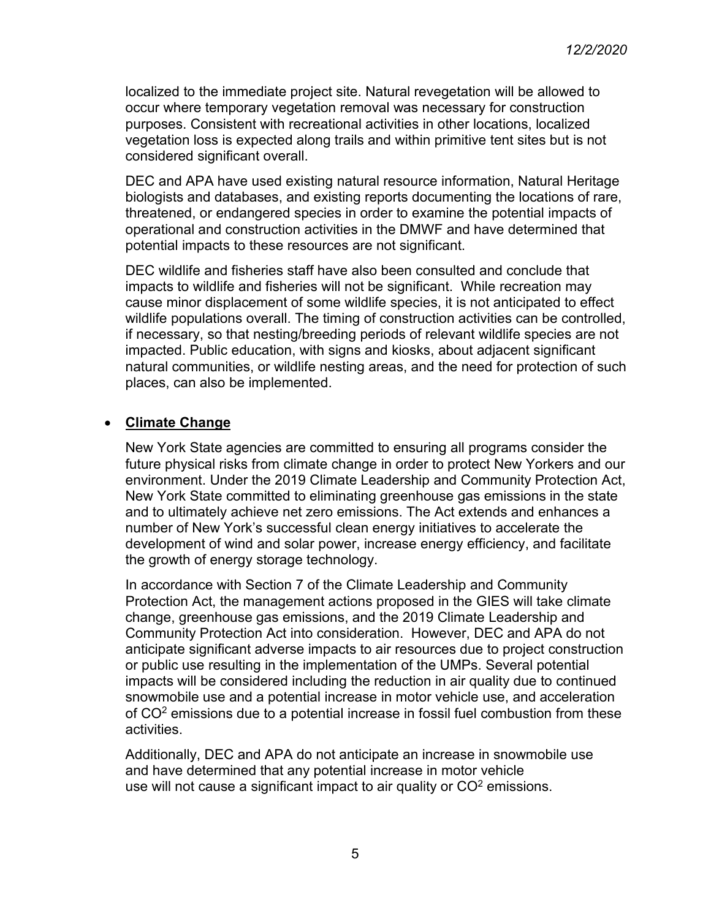localized to the immediate project site. Natural revegetation will be allowed to occur where temporary vegetation removal was necessary for construction purposes. Consistent with recreational activities in other locations, localized vegetation loss is expected along trails and within primitive tent sites but is not considered significant overall.

DEC and APA have used existing natural resource information, Natural Heritage biologists and databases, and existing reports documenting the locations of rare, threatened, or endangered species in order to examine the potential impacts of operational and construction activities in the DMWF and have determined that potential impacts to these resources are not significant.

DEC wildlife and fisheries staff have also been consulted and conclude that impacts to wildlife and fisheries will not be significant. While recreation may cause minor displacement of some wildlife species, it is not anticipated to effect wildlife populations overall. The timing of construction activities can be controlled, if necessary, so that nesting/breeding periods of relevant wildlife species are not impacted. Public education, with signs and kiosks, about adjacent significant natural communities, or wildlife nesting areas, and the need for protection of such places, can also be implemented.

- **<u>Climate Change</u>**

  New York State agencies are committed to ensuring all programs consider the future physical risks from climate change in order to protect New Yorkers and our environment. Under the 2019 Climate Leadership and Community Protection Act, New York State committed to eliminating greenhouse gas emissions in the state and to ultimately achieve net zero emissions. The Act extends and enhances a number of New York's successful clean energy initiatives to accelerate the development of wind and solar power, increase energy efficiency, and facilitate the growth of energy storage technology.

  In accordance with Section 7 of the Climate Leadership and Community Protection Act, the management actions proposed in the GIES will take climate change, greenhouse gas emissions, and the 2019 Climate Leadership and Community Protection Act into consideration. However, DEC and APA do not anticipate significant adverse impacts to air resources due to project construction or public use resulting in the implementation of the UMPs. Several potential impacts will be considered including the reduction in air quality due to continued snowmobile use and a potential increase in motor vehicle use, and acceleration of $CO^2$ emissions due to a potential increase in fossil fuel combustion from these activities.

  Additionally, DEC and APA do not anticipate an increase in snowmobile use and have determined that any potential increase in motor vehicle use will not cause a significant impact to air quality or $CO^2$ emissions.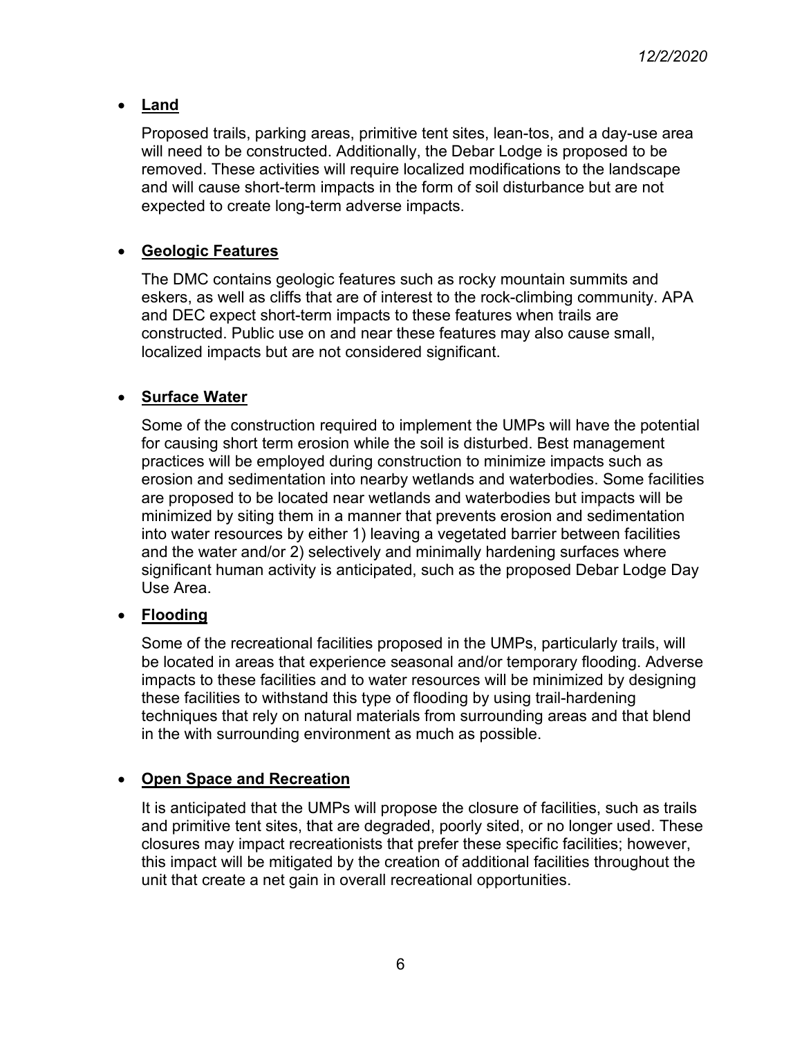- **Land**

  Proposed trails, parking areas, primitive tent sites, lean-tos, and a day-use area will need to be constructed. Additionally, the Debar Lodge is proposed to be removed. These activities will require localized modifications to the landscape and will cause short-term impacts in the form of soil disturbance but are not expected to create long-term adverse impacts.

- **Geologic Features**

  The DMC contains geologic features such as rocky mountain summits and eskers, as well as cliffs that are of interest to the rock-climbing community. APA and DEC expect short-term impacts to these features when trails are constructed. Public use on and near these features may also cause small, localized impacts but are not considered significant.

- **Surface Water**

  Some of the construction required to implement the UMPs will have the potential for causing short term erosion while the soil is disturbed. Best management practices will be employed during construction to minimize impacts such as erosion and sedimentation into nearby wetlands and waterbodies. Some facilities are proposed to be located near wetlands and waterbodies but impacts will be minimized by siting them in a manner that prevents erosion and sedimentation into water resources by either 1) leaving a vegetated barrier between facilities and the water and/or 2) selectively and minimally hardening surfaces where significant human activity is anticipated, such as the proposed Debar Lodge Day Use Area.

- **Flooding**

  Some of the recreational facilities proposed in the UMPs, particularly trails, will be located in areas that experience seasonal and/or temporary flooding. Adverse impacts to these facilities and to water resources will be minimized by designing these facilities to withstand this type of flooding by using trail-hardening techniques that rely on natural materials from surrounding areas and that blend in the with surrounding environment as much as possible.

- **Open Space and Recreation**

  It is anticipated that the UMPs will propose the closure of facilities, such as trails and primitive tent sites, that are degraded, poorly sited, or no longer used. These closures may impact recreationists that prefer these specific facilities; however, this impact will be mitigated by the creation of additional facilities throughout the unit that create a net gain in overall recreational opportunities.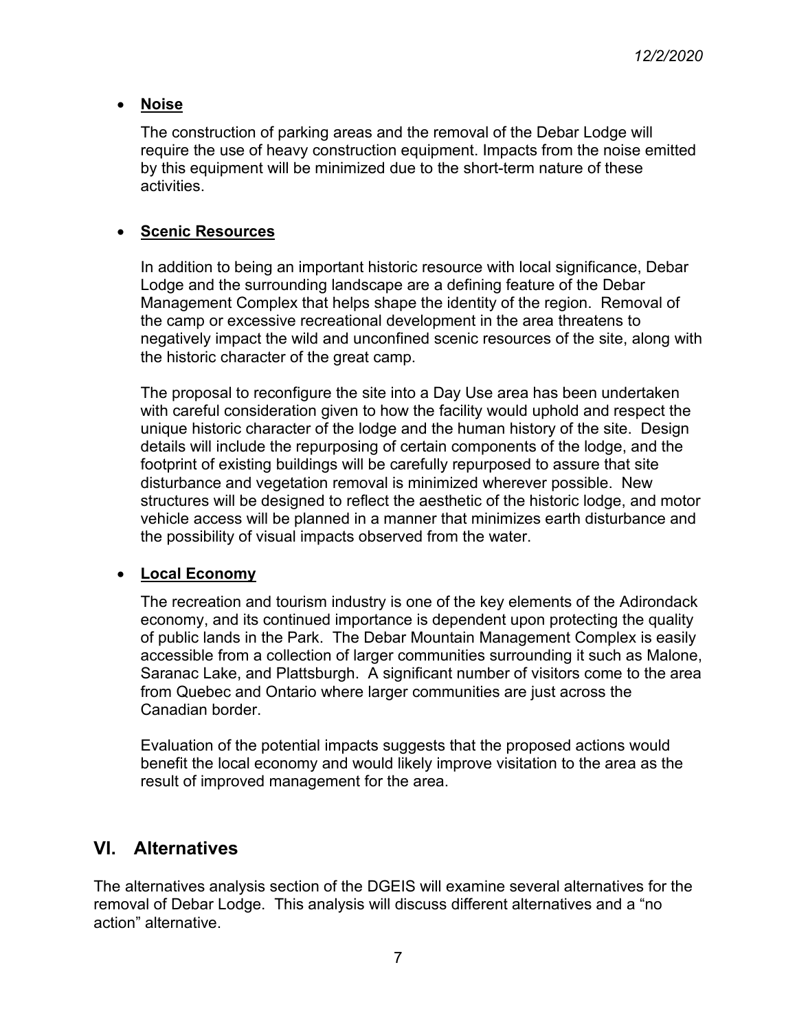- **<u>Noise</u>**

  The construction of parking areas and the removal of the Debar Lodge will require the use of heavy construction equipment. Impacts from the noise emitted by this equipment will be minimized due to the short-term nature of these activities.

- **<u>Scenic Resources</u>**

  In addition to being an important historic resource with local significance, Debar Lodge and the surrounding landscape are a defining feature of the Debar Management Complex that helps shape the identity of the region. Removal of the camp or excessive recreational development in the area threatens to negatively impact the wild and unconfined scenic resources of the site, along with the historic character of the great camp.

  The proposal to reconfigure the site into a Day Use area has been undertaken with careful consideration given to how the facility would uphold and respect the unique historic character of the lodge and the human history of the site. Design details will include the repurposing of certain components of the lodge, and the footprint of existing buildings will be carefully repurposed to assure that site disturbance and vegetation removal is minimized wherever possible. New structures will be designed to reflect the aesthetic of the historic lodge, and motor vehicle access will be planned in a manner that minimizes earth disturbance and the possibility of visual impacts observed from the water.

- **<u>Local Economy</u>**

  The recreation and tourism industry is one of the key elements of the Adirondack economy, and its continued importance is dependent upon protecting the quality of public lands in the Park. The Debar Mountain Management Complex is easily accessible from a collection of larger communities surrounding it such as Malone, Saranac Lake, and Plattsburgh. A significant number of visitors come to the area from Quebec and Ontario where larger communities are just across the Canadian border.

  Evaluation of the potential impacts suggests that the proposed actions would benefit the local economy and would likely improve visitation to the area as the result of improved management for the area.

## VI. Alternatives

The alternatives analysis section of the DGEIS will examine several alternatives for the removal of Debar Lodge. This analysis will discuss different alternatives and a "no action" alternative.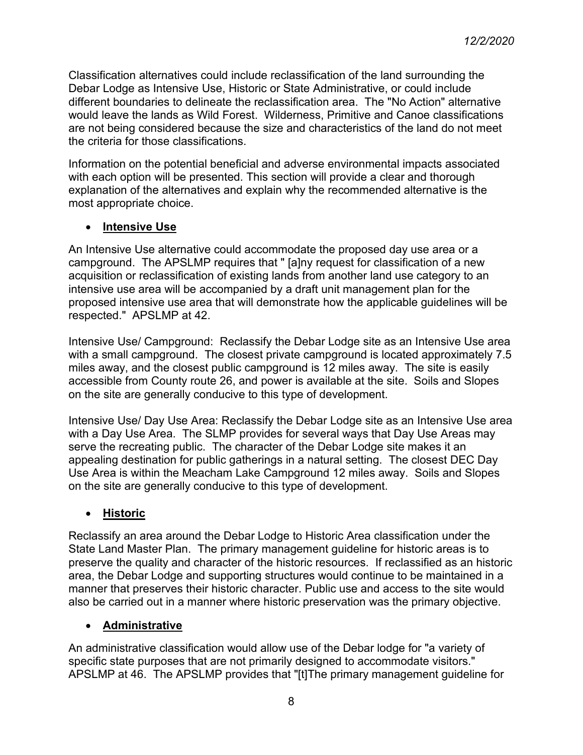Classification alternatives could include reclassification of the land surrounding the Debar Lodge as Intensive Use, Historic or State Administrative, or could include different boundaries to delineate the reclassification area. The "No Action" alternative would leave the lands as Wild Forest. Wilderness, Primitive and Canoe classifications are not being considered because the size and characteristics of the land do not meet the criteria for those classifications.

Information on the potential beneficial and adverse environmental impacts associated with each option will be presented. This section will provide a clear and thorough explanation of the alternatives and explain why the recommended alternative is the most appropriate choice.

- **Intensive Use**

An Intensive Use alternative could accommodate the proposed day use area or a campground. The APSLMP requires that " [a]ny request for classification of a new acquisition or reclassification of existing lands from another land use category to an intensive use area will be accompanied by a draft unit management plan for the proposed intensive use area that will demonstrate how the applicable guidelines will be respected." APSLMP at 42.

Intensive Use/ Campground: Reclassify the Debar Lodge site as an Intensive Use area with a small campground. The closest private campground is located approximately 7.5 miles away, and the closest public campground is 12 miles away. The site is easily accessible from County route 26, and power is available at the site. Soils and Slopes on the site are generally conducive to this type of development.

Intensive Use/ Day Use Area: Reclassify the Debar Lodge site as an Intensive Use area with a Day Use Area. The SLMP provides for several ways that Day Use Areas may serve the recreating public. The character of the Debar Lodge site makes it an appealing destination for public gatherings in a natural setting. The closest DEC Day Use Area is within the Meacham Lake Campground 12 miles away. Soils and Slopes on the site are generally conducive to this type of development.

- **Historic**

Reclassify an area around the Debar Lodge to Historic Area classification under the State Land Master Plan. The primary management guideline for historic areas is to preserve the quality and character of the historic resources. If reclassified as an historic area, the Debar Lodge and supporting structures would continue to be maintained in a manner that preserves their historic character. Public use and access to the site would also be carried out in a manner where historic preservation was the primary objective.

- **Administrative**

An administrative classification would allow use of the Debar lodge for "a variety of specific state purposes that are not primarily designed to accommodate visitors." APSLMP at 46. The APSLMP provides that "[t]The primary management guideline for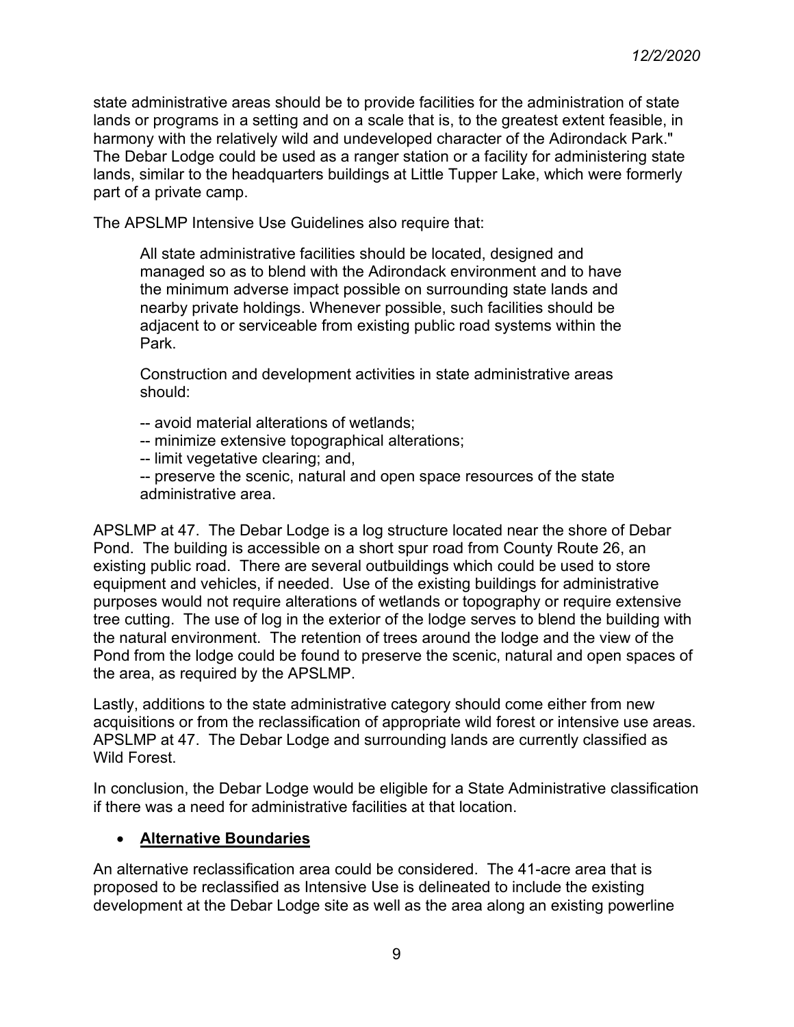state administrative areas should be to provide facilities for the administration of state lands or programs in a setting and on a scale that is, to the greatest extent feasible, in harmony with the relatively wild and undeveloped character of the Adirondack Park." The Debar Lodge could be used as a ranger station or a facility for administering state lands, similar to the headquarters buildings at Little Tupper Lake, which were formerly part of a private camp.

The APSLMP Intensive Use Guidelines also require that:

> All state administrative facilities should be located, designed and managed so as to blend with the Adirondack environment and to have the minimum adverse impact possible on surrounding state lands and nearby private holdings. Whenever possible, such facilities should be adjacent to or serviceable from existing public road systems within the Park.
>
> Construction and development activities in state administrative areas should:
>
> -- avoid material alterations of wetlands;
> -- minimize extensive topographical alterations;
> -- limit vegetative clearing; and,
> -- preserve the scenic, natural and open space resources of the state administrative area.

APSLMP at 47. The Debar Lodge is a log structure located near the shore of Debar Pond. The building is accessible on a short spur road from County Route 26, an existing public road. There are several outbuildings which could be used to store equipment and vehicles, if needed. Use of the existing buildings for administrative purposes would not require alterations of wetlands or topography or require extensive tree cutting. The use of log in the exterior of the lodge serves to blend the building with the natural environment. The retention of trees around the lodge and the view of the Pond from the lodge could be found to preserve the scenic, natural and open spaces of the area, as required by the APSLMP.

Lastly, additions to the state administrative category should come either from new acquisitions or from the reclassification of appropriate wild forest or intensive use areas. APSLMP at 47. The Debar Lodge and surrounding lands are currently classified as Wild Forest.

In conclusion, the Debar Lodge would be eligible for a State Administrative classification if there was a need for administrative facilities at that location.

- **Alternative Boundaries**

An alternative reclassification area could be considered. The 41-acre area that is proposed to be reclassified as Intensive Use is delineated to include the existing development at the Debar Lodge site as well as the area along an existing powerline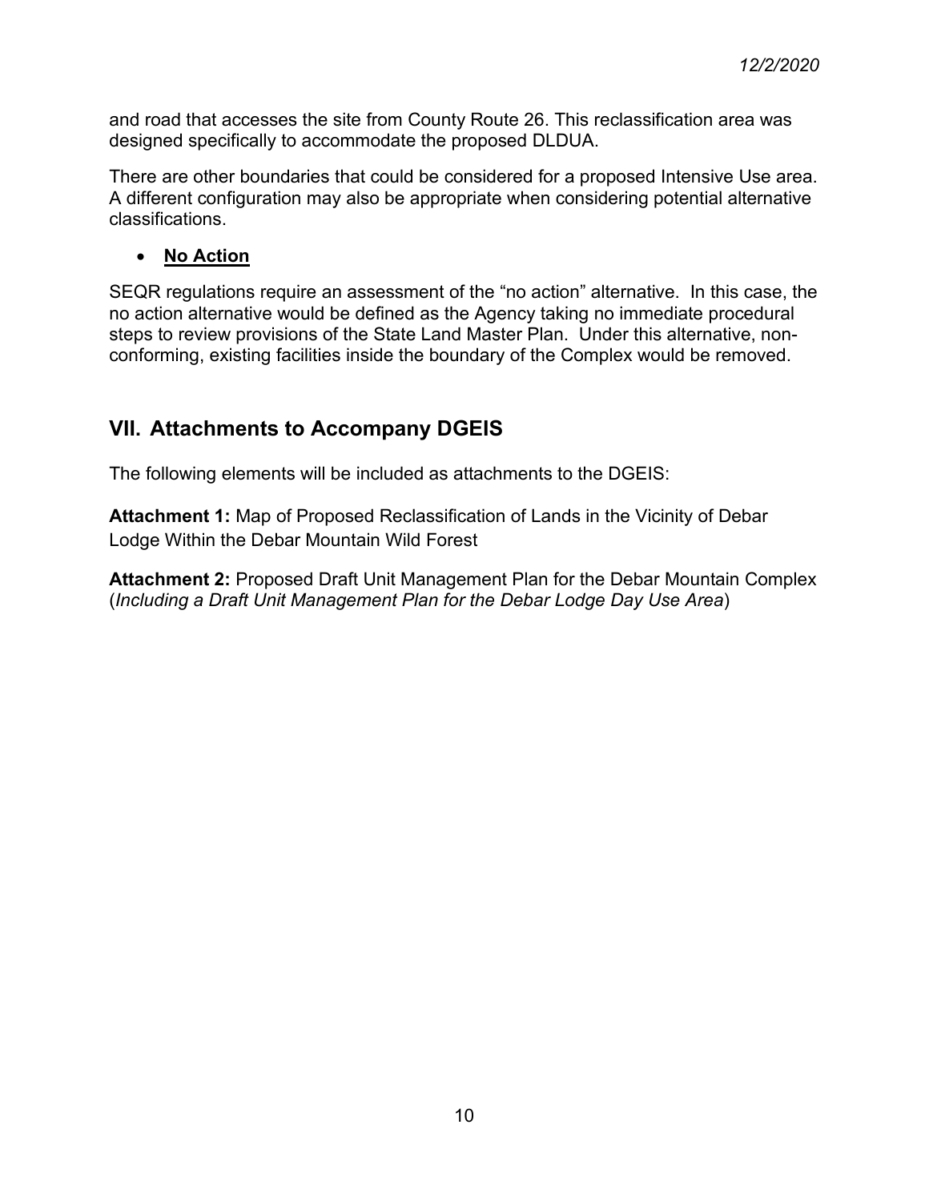and road that accesses the site from County Route 26. This reclassification area was designed specifically to accommodate the proposed DLDUA.

There are other boundaries that could be considered for a proposed Intensive Use area. A different configuration may also be appropriate when considering potential alternative classifications.

- **No Action**

SEQR regulations require an assessment of the "no action" alternative. In this case, the no action alternative would be defined as the Agency taking no immediate procedural steps to review provisions of the State Land Master Plan. Under this alternative, non-conforming, existing facilities inside the boundary of the Complex would be removed.

## VII. Attachments to Accompany DGEIS

The following elements will be included as attachments to the DGEIS:

**Attachment 1:** Map of Proposed Reclassification of Lands in the Vicinity of Debar Lodge Within the Debar Mountain Wild Forest

**Attachment 2:** Proposed Draft Unit Management Plan for the Debar Mountain Complex (*Including a Draft Unit Management Plan for the Debar Lodge Day Use Area*)